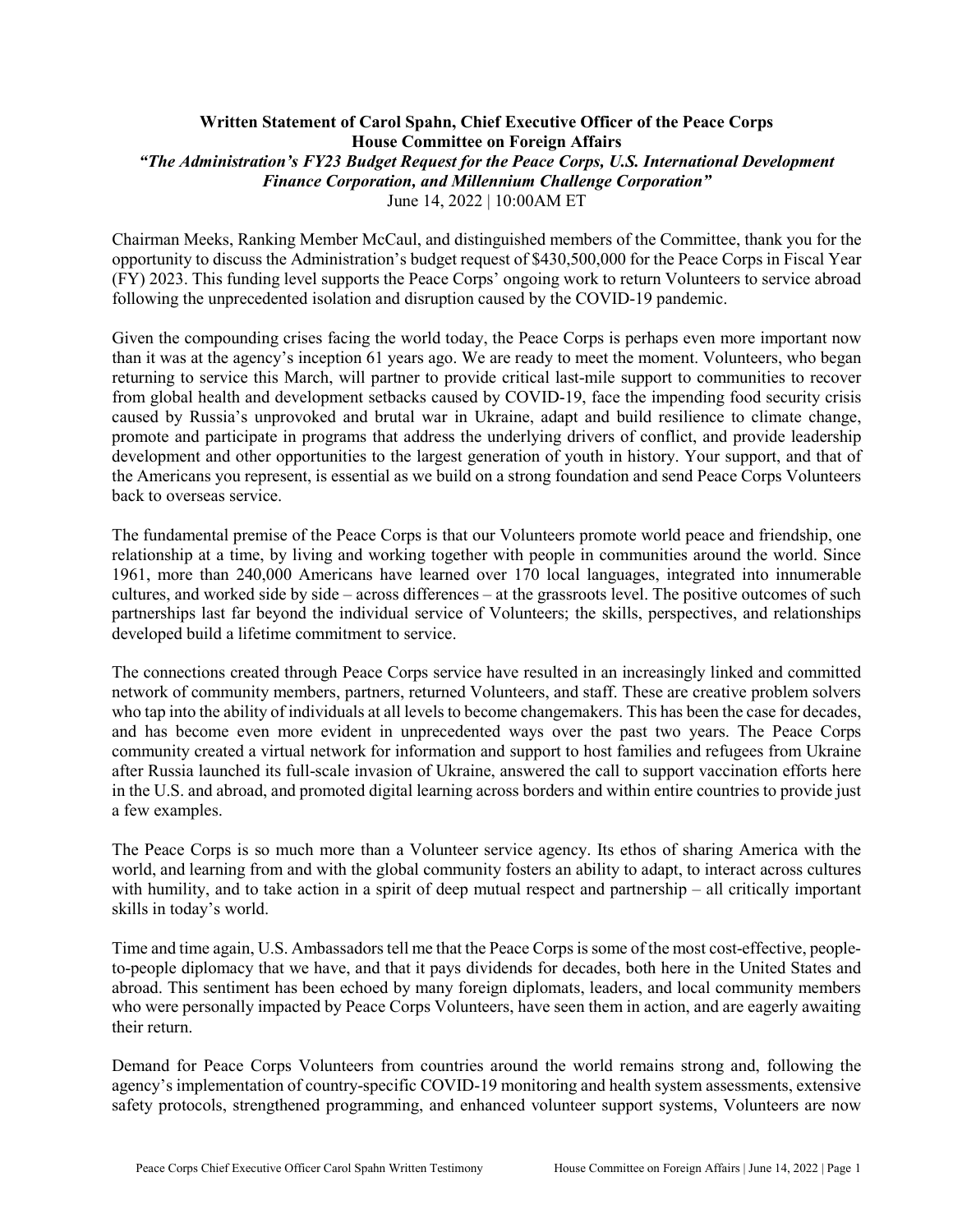**Written Statement of Carol Spahn, Chief Executive Officer of the Peace Corps**
**House Committee on Foreign Affairs**
***"The Administration's FY23 Budget Request for the Peace Corps, U.S. International Development Finance Corporation, and Millennium Challenge Corporation"***
June 14, 2022 | 10:00AM ET

Chairman Meeks, Ranking Member McCaul, and distinguished members of the Committee, thank you for the opportunity to discuss the Administration's budget request of $430,500,000 for the Peace Corps in Fiscal Year (FY) 2023. This funding level supports the Peace Corps' ongoing work to return Volunteers to service abroad following the unprecedented isolation and disruption caused by the COVID-19 pandemic.

Given the compounding crises facing the world today, the Peace Corps is perhaps even more important now than it was at the agency's inception 61 years ago. We are ready to meet the moment. Volunteers, who began returning to service this March, will partner to provide critical last-mile support to communities to recover from global health and development setbacks caused by COVID-19, face the impending food security crisis caused by Russia's unprovoked and brutal war in Ukraine, adapt and build resilience to climate change, promote and participate in programs that address the underlying drivers of conflict, and provide leadership development and other opportunities to the largest generation of youth in history. Your support, and that of the Americans you represent, is essential as we build on a strong foundation and send Peace Corps Volunteers back to overseas service.

The fundamental premise of the Peace Corps is that our Volunteers promote world peace and friendship, one relationship at a time, by living and working together with people in communities around the world. Since 1961, more than 240,000 Americans have learned over 170 local languages, integrated into innumerable cultures, and worked side by side – across differences – at the grassroots level. The positive outcomes of such partnerships last far beyond the individual service of Volunteers; the skills, perspectives, and relationships developed build a lifetime commitment to service.

The connections created through Peace Corps service have resulted in an increasingly linked and committed network of community members, partners, returned Volunteers, and staff. These are creative problem solvers who tap into the ability of individuals at all levels to become changemakers. This has been the case for decades, and has become even more evident in unprecedented ways over the past two years. The Peace Corps community created a virtual network for information and support to host families and refugees from Ukraine after Russia launched its full-scale invasion of Ukraine, answered the call to support vaccination efforts here in the U.S. and abroad, and promoted digital learning across borders and within entire countries to provide just a few examples.

The Peace Corps is so much more than a Volunteer service agency. Its ethos of sharing America with the world, and learning from and with the global community fosters an ability to adapt, to interact across cultures with humility, and to take action in a spirit of deep mutual respect and partnership – all critically important skills in today's world.

Time and time again, U.S. Ambassadors tell me that the Peace Corps is some of the most cost-effective, people-to-people diplomacy that we have, and that it pays dividends for decades, both here in the United States and abroad. This sentiment has been echoed by many foreign diplomats, leaders, and local community members who were personally impacted by Peace Corps Volunteers, have seen them in action, and are eagerly awaiting their return.

Demand for Peace Corps Volunteers from countries around the world remains strong and, following the agency's implementation of country-specific COVID-19 monitoring and health system assessments, extensive safety protocols, strengthened programming, and enhanced volunteer support systems, Volunteers are now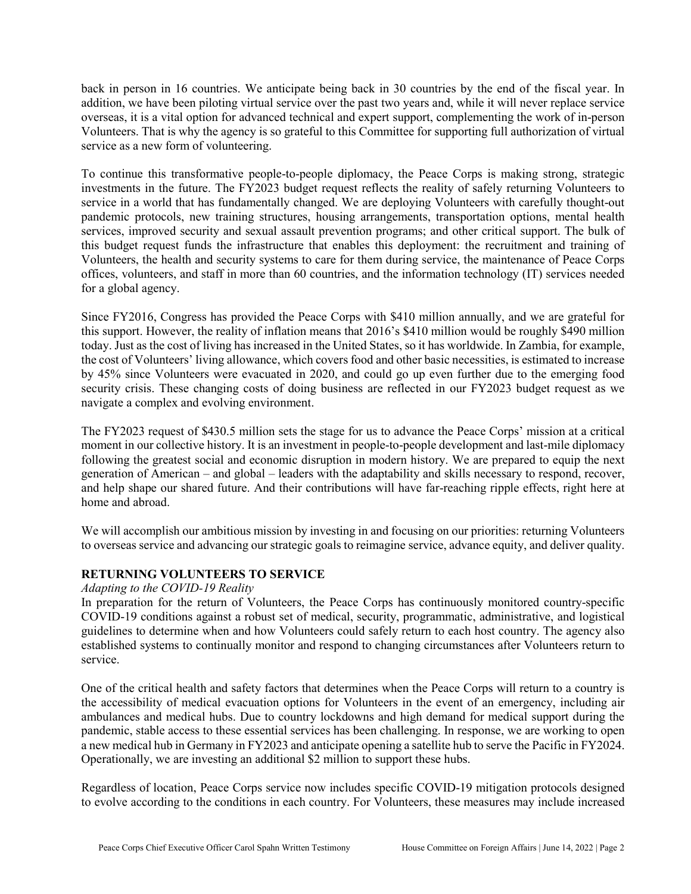back in person in 16 countries. We anticipate being back in 30 countries by the end of the fiscal year. In addition, we have been piloting virtual service over the past two years and, while it will never replace service overseas, it is a vital option for advanced technical and expert support, complementing the work of in-person Volunteers. That is why the agency is so grateful to this Committee for supporting full authorization of virtual service as a new form of volunteering.

To continue this transformative people-to-people diplomacy, the Peace Corps is making strong, strategic investments in the future. The FY2023 budget request reflects the reality of safely returning Volunteers to service in a world that has fundamentally changed. We are deploying Volunteers with carefully thought-out pandemic protocols, new training structures, housing arrangements, transportation options, mental health services, improved security and sexual assault prevention programs; and other critical support. The bulk of this budget request funds the infrastructure that enables this deployment: the recruitment and training of Volunteers, the health and security systems to care for them during service, the maintenance of Peace Corps offices, volunteers, and staff in more than 60 countries, and the information technology (IT) services needed for a global agency.

Since FY2016, Congress has provided the Peace Corps with $410 million annually, and we are grateful for this support. However, the reality of inflation means that 2016's $410 million would be roughly $490 million today. Just as the cost of living has increased in the United States, so it has worldwide. In Zambia, for example, the cost of Volunteers' living allowance, which covers food and other basic necessities, is estimated to increase by 45% since Volunteers were evacuated in 2020, and could go up even further due to the emerging food security crisis. These changing costs of doing business are reflected in our FY2023 budget request as we navigate a complex and evolving environment.

The FY2023 request of $430.5 million sets the stage for us to advance the Peace Corps' mission at a critical moment in our collective history. It is an investment in people-to-people development and last-mile diplomacy following the greatest social and economic disruption in modern history. We are prepared to equip the next generation of American – and global – leaders with the adaptability and skills necessary to respond, recover, and help shape our shared future. And their contributions will have far-reaching ripple effects, right here at home and abroad.

We will accomplish our ambitious mission by investing in and focusing on our priorities: returning Volunteers to overseas service and advancing our strategic goals to reimagine service, advance equity, and deliver quality.

## RETURNING VOLUNTEERS TO SERVICE

*Adapting to the COVID-19 Reality*

In preparation for the return of Volunteers, the Peace Corps has continuously monitored country-specific COVID-19 conditions against a robust set of medical, security, programmatic, administrative, and logistical guidelines to determine when and how Volunteers could safely return to each host country. The agency also established systems to continually monitor and respond to changing circumstances after Volunteers return to service.

One of the critical health and safety factors that determines when the Peace Corps will return to a country is the accessibility of medical evacuation options for Volunteers in the event of an emergency, including air ambulances and medical hubs. Due to country lockdowns and high demand for medical support during the pandemic, stable access to these essential services has been challenging. In response, we are working to open a new medical hub in Germany in FY2023 and anticipate opening a satellite hub to serve the Pacific in FY2024. Operationally, we are investing an additional $2 million to support these hubs.

Regardless of location, Peace Corps service now includes specific COVID-19 mitigation protocols designed to evolve according to the conditions in each country. For Volunteers, these measures may include increased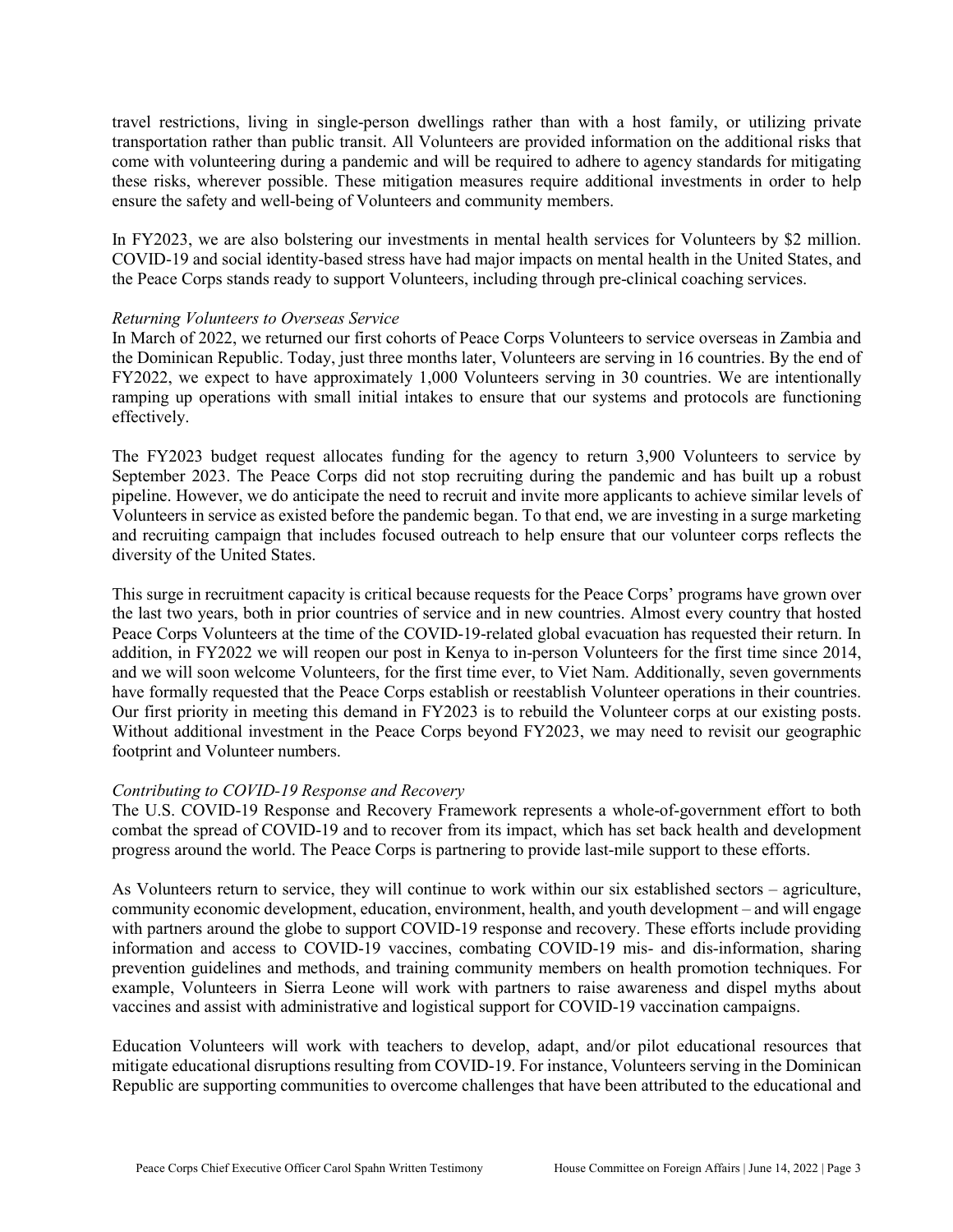travel restrictions, living in single-person dwellings rather than with a host family, or utilizing private transportation rather than public transit. All Volunteers are provided information on the additional risks that come with volunteering during a pandemic and will be required to adhere to agency standards for mitigating these risks, wherever possible. These mitigation measures require additional investments in order to help ensure the safety and well-being of Volunteers and community members.

In FY2023, we are also bolstering our investments in mental health services for Volunteers by $2 million. COVID-19 and social identity-based stress have had major impacts on mental health in the United States, and the Peace Corps stands ready to support Volunteers, including through pre-clinical coaching services.

*Returning Volunteers to Overseas Service*

In March of 2022, we returned our first cohorts of Peace Corps Volunteers to service overseas in Zambia and the Dominican Republic. Today, just three months later, Volunteers are serving in 16 countries. By the end of FY2022, we expect to have approximately 1,000 Volunteers serving in 30 countries. We are intentionally ramping up operations with small initial intakes to ensure that our systems and protocols are functioning effectively.

The FY2023 budget request allocates funding for the agency to return 3,900 Volunteers to service by September 2023. The Peace Corps did not stop recruiting during the pandemic and has built up a robust pipeline. However, we do anticipate the need to recruit and invite more applicants to achieve similar levels of Volunteers in service as existed before the pandemic began. To that end, we are investing in a surge marketing and recruiting campaign that includes focused outreach to help ensure that our volunteer corps reflects the diversity of the United States.

This surge in recruitment capacity is critical because requests for the Peace Corps' programs have grown over the last two years, both in prior countries of service and in new countries. Almost every country that hosted Peace Corps Volunteers at the time of the COVID-19-related global evacuation has requested their return. In addition, in FY2022 we will reopen our post in Kenya to in-person Volunteers for the first time since 2014, and we will soon welcome Volunteers, for the first time ever, to Viet Nam. Additionally, seven governments have formally requested that the Peace Corps establish or reestablish Volunteer operations in their countries. Our first priority in meeting this demand in FY2023 is to rebuild the Volunteer corps at our existing posts. Without additional investment in the Peace Corps beyond FY2023, we may need to revisit our geographic footprint and Volunteer numbers.

*Contributing to COVID-19 Response and Recovery*

The U.S. COVID-19 Response and Recovery Framework represents a whole-of-government effort to both combat the spread of COVID-19 and to recover from its impact, which has set back health and development progress around the world. The Peace Corps is partnering to provide last-mile support to these efforts.

As Volunteers return to service, they will continue to work within our six established sectors – agriculture, community economic development, education, environment, health, and youth development – and will engage with partners around the globe to support COVID-19 response and recovery. These efforts include providing information and access to COVID-19 vaccines, combating COVID-19 mis- and dis-information, sharing prevention guidelines and methods, and training community members on health promotion techniques. For example, Volunteers in Sierra Leone will work with partners to raise awareness and dispel myths about vaccines and assist with administrative and logistical support for COVID-19 vaccination campaigns.

Education Volunteers will work with teachers to develop, adapt, and/or pilot educational resources that mitigate educational disruptions resulting from COVID-19. For instance, Volunteers serving in the Dominican Republic are supporting communities to overcome challenges that have been attributed to the educational and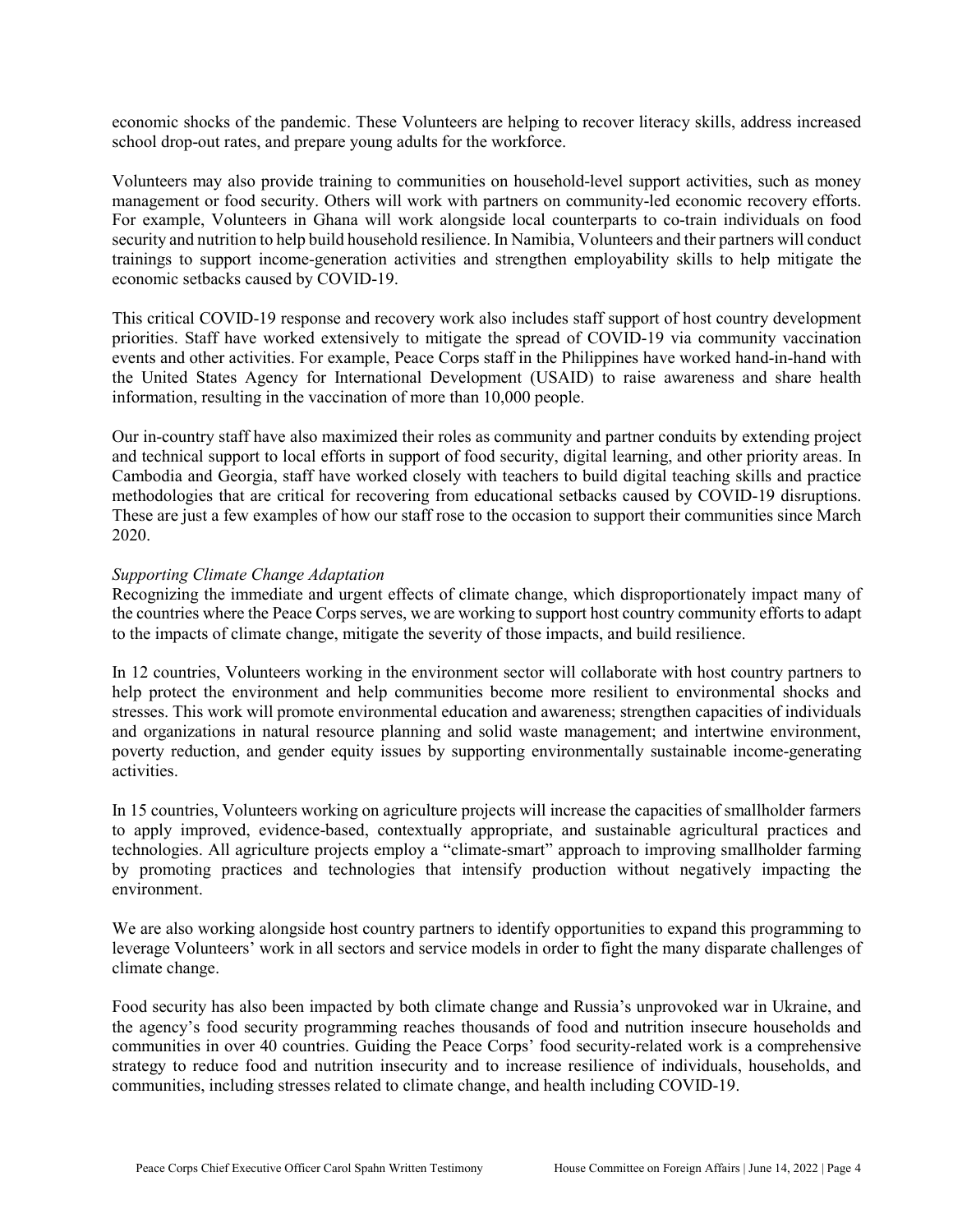economic shocks of the pandemic. These Volunteers are helping to recover literacy skills, address increased school drop-out rates, and prepare young adults for the workforce.

Volunteers may also provide training to communities on household-level support activities, such as money management or food security. Others will work with partners on community-led economic recovery efforts. For example, Volunteers in Ghana will work alongside local counterparts to co-train individuals on food security and nutrition to help build household resilience. In Namibia, Volunteers and their partners will conduct trainings to support income-generation activities and strengthen employability skills to help mitigate the economic setbacks caused by COVID-19.

This critical COVID-19 response and recovery work also includes staff support of host country development priorities. Staff have worked extensively to mitigate the spread of COVID-19 via community vaccination events and other activities. For example, Peace Corps staff in the Philippines have worked hand-in-hand with the United States Agency for International Development (USAID) to raise awareness and share health information, resulting in the vaccination of more than 10,000 people.

Our in-country staff have also maximized their roles as community and partner conduits by extending project and technical support to local efforts in support of food security, digital learning, and other priority areas. In Cambodia and Georgia, staff have worked closely with teachers to build digital teaching skills and practice methodologies that are critical for recovering from educational setbacks caused by COVID-19 disruptions. These are just a few examples of how our staff rose to the occasion to support their communities since March 2020.

*Supporting Climate Change Adaptation*

Recognizing the immediate and urgent effects of climate change, which disproportionately impact many of the countries where the Peace Corps serves, we are working to support host country community efforts to adapt to the impacts of climate change, mitigate the severity of those impacts, and build resilience.

In 12 countries, Volunteers working in the environment sector will collaborate with host country partners to help protect the environment and help communities become more resilient to environmental shocks and stresses. This work will promote environmental education and awareness; strengthen capacities of individuals and organizations in natural resource planning and solid waste management; and intertwine environment, poverty reduction, and gender equity issues by supporting environmentally sustainable income-generating activities.

In 15 countries, Volunteers working on agriculture projects will increase the capacities of smallholder farmers to apply improved, evidence-based, contextually appropriate, and sustainable agricultural practices and technologies. All agriculture projects employ a "climate-smart" approach to improving smallholder farming by promoting practices and technologies that intensify production without negatively impacting the environment.

We are also working alongside host country partners to identify opportunities to expand this programming to leverage Volunteers' work in all sectors and service models in order to fight the many disparate challenges of climate change.

Food security has also been impacted by both climate change and Russia's unprovoked war in Ukraine, and the agency's food security programming reaches thousands of food and nutrition insecure households and communities in over 40 countries. Guiding the Peace Corps' food security-related work is a comprehensive strategy to reduce food and nutrition insecurity and to increase resilience of individuals, households, and communities, including stresses related to climate change, and health including COVID-19.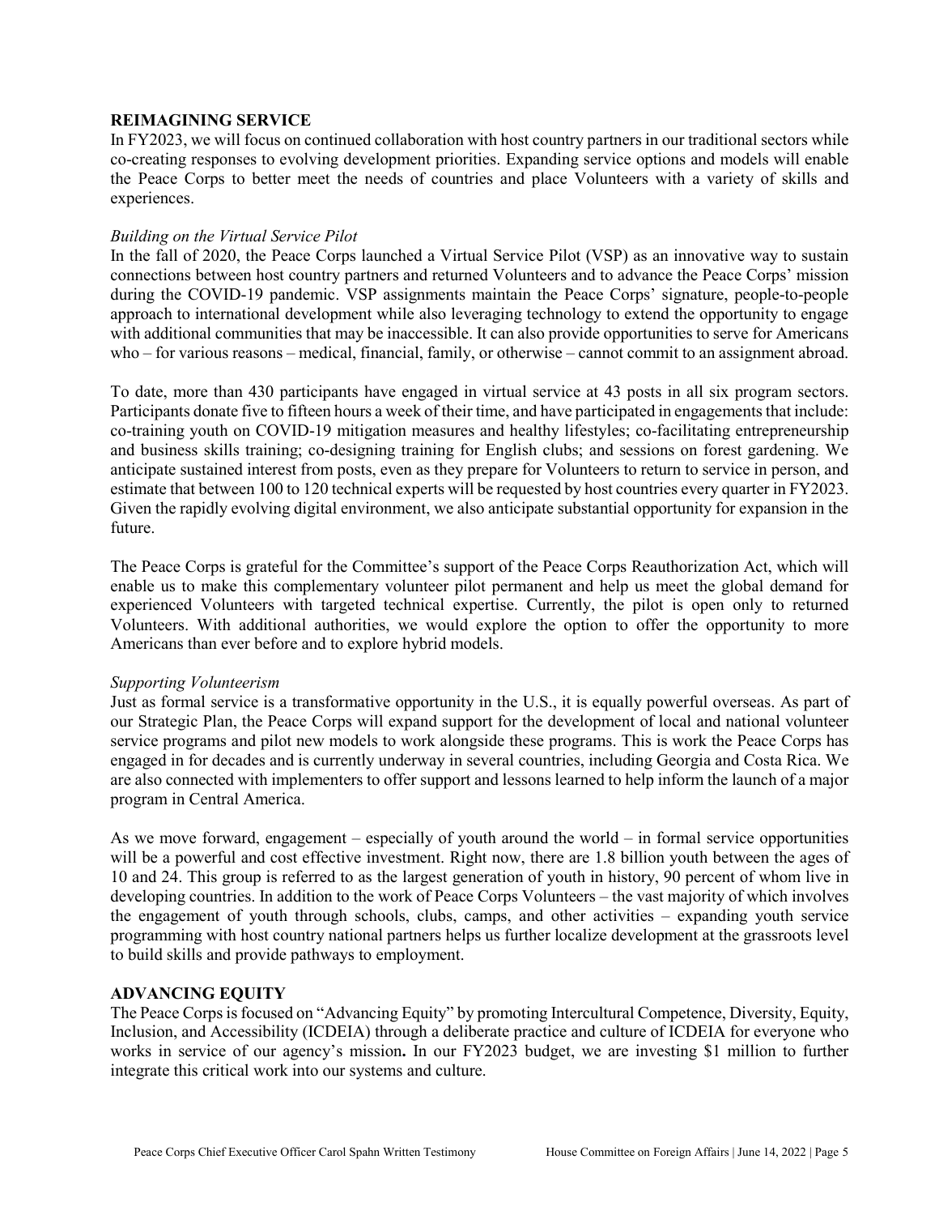## REIMAGINING SERVICE

In FY2023, we will focus on continued collaboration with host country partners in our traditional sectors while co-creating responses to evolving development priorities. Expanding service options and models will enable the Peace Corps to better meet the needs of countries and place Volunteers with a variety of skills and experiences.

### *Building on the Virtual Service Pilot*

In the fall of 2020, the Peace Corps launched a Virtual Service Pilot (VSP) as an innovative way to sustain connections between host country partners and returned Volunteers and to advance the Peace Corps' mission during the COVID-19 pandemic. VSP assignments maintain the Peace Corps' signature, people-to-people approach to international development while also leveraging technology to extend the opportunity to engage with additional communities that may be inaccessible. It can also provide opportunities to serve for Americans who – for various reasons – medical, financial, family, or otherwise – cannot commit to an assignment abroad.

To date, more than 430 participants have engaged in virtual service at 43 posts in all six program sectors. Participants donate five to fifteen hours a week of their time, and have participated in engagements that include: co-training youth on COVID-19 mitigation measures and healthy lifestyles; co-facilitating entrepreneurship and business skills training; co-designing training for English clubs; and sessions on forest gardening. We anticipate sustained interest from posts, even as they prepare for Volunteers to return to service in person, and estimate that between 100 to 120 technical experts will be requested by host countries every quarter in FY2023. Given the rapidly evolving digital environment, we also anticipate substantial opportunity for expansion in the future.

The Peace Corps is grateful for the Committee's support of the Peace Corps Reauthorization Act, which will enable us to make this complementary volunteer pilot permanent and help us meet the global demand for experienced Volunteers with targeted technical expertise. Currently, the pilot is open only to returned Volunteers. With additional authorities, we would explore the option to offer the opportunity to more Americans than ever before and to explore hybrid models.

### *Supporting Volunteerism*

Just as formal service is a transformative opportunity in the U.S., it is equally powerful overseas. As part of our Strategic Plan, the Peace Corps will expand support for the development of local and national volunteer service programs and pilot new models to work alongside these programs. This is work the Peace Corps has engaged in for decades and is currently underway in several countries, including Georgia and Costa Rica. We are also connected with implementers to offer support and lessons learned to help inform the launch of a major program in Central America.

As we move forward, engagement – especially of youth around the world – in formal service opportunities will be a powerful and cost effective investment. Right now, there are 1.8 billion youth between the ages of 10 and 24. This group is referred to as the largest generation of youth in history, 90 percent of whom live in developing countries. In addition to the work of Peace Corps Volunteers – the vast majority of which involves the engagement of youth through schools, clubs, camps, and other activities – expanding youth service programming with host country national partners helps us further localize development at the grassroots level to build skills and provide pathways to employment.

## ADVANCING EQUITY

The Peace Corps is focused on "Advancing Equity" by promoting Intercultural Competence, Diversity, Equity, Inclusion, and Accessibility (ICDEIA) through a deliberate practice and culture of ICDEIA for everyone who works in service of our agency's mission**.** In our FY2023 budget, we are investing $1 million to further integrate this critical work into our systems and culture.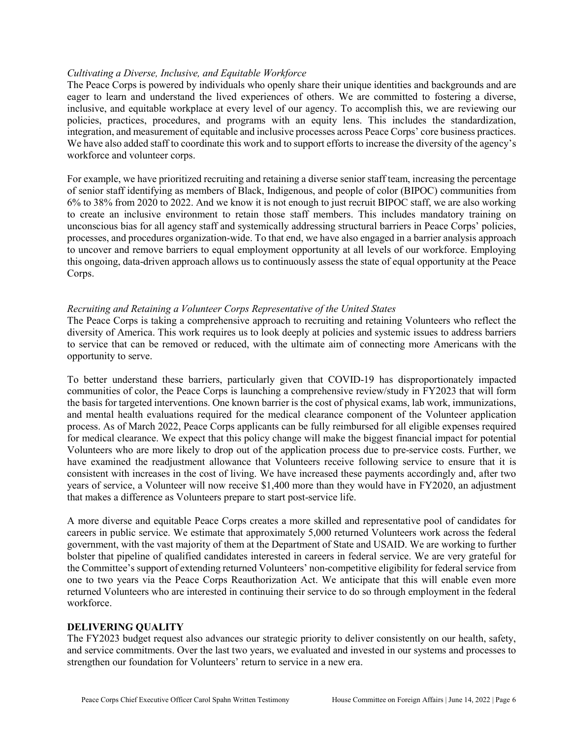*Cultivating a Diverse, Inclusive, and Equitable Workforce*

The Peace Corps is powered by individuals who openly share their unique identities and backgrounds and are eager to learn and understand the lived experiences of others. We are committed to fostering a diverse, inclusive, and equitable workplace at every level of our agency. To accomplish this, we are reviewing our policies, practices, procedures, and programs with an equity lens. This includes the standardization, integration, and measurement of equitable and inclusive processes across Peace Corps' core business practices. We have also added staff to coordinate this work and to support efforts to increase the diversity of the agency's workforce and volunteer corps.

For example, we have prioritized recruiting and retaining a diverse senior staff team, increasing the percentage of senior staff identifying as members of Black, Indigenous, and people of color (BIPOC) communities from 6% to 38% from 2020 to 2022. And we know it is not enough to just recruit BIPOC staff, we are also working to create an inclusive environment to retain those staff members. This includes mandatory training on unconscious bias for all agency staff and systemically addressing structural barriers in Peace Corps' policies, processes, and procedures organization-wide. To that end, we have also engaged in a barrier analysis approach to uncover and remove barriers to equal employment opportunity at all levels of our workforce. Employing this ongoing, data-driven approach allows us to continuously assess the state of equal opportunity at the Peace Corps.

*Recruiting and Retaining a Volunteer Corps Representative of the United States*

The Peace Corps is taking a comprehensive approach to recruiting and retaining Volunteers who reflect the diversity of America. This work requires us to look deeply at policies and systemic issues to address barriers to service that can be removed or reduced, with the ultimate aim of connecting more Americans with the opportunity to serve.

To better understand these barriers, particularly given that COVID-19 has disproportionately impacted communities of color, the Peace Corps is launching a comprehensive review/study in FY2023 that will form the basis for targeted interventions. One known barrier is the cost of physical exams, lab work, immunizations, and mental health evaluations required for the medical clearance component of the Volunteer application process. As of March 2022, Peace Corps applicants can be fully reimbursed for all eligible expenses required for medical clearance. We expect that this policy change will make the biggest financial impact for potential Volunteers who are more likely to drop out of the application process due to pre-service costs. Further, we have examined the readjustment allowance that Volunteers receive following service to ensure that it is consistent with increases in the cost of living. We have increased these payments accordingly and, after two years of service, a Volunteer will now receive $1,400 more than they would have in FY2020, an adjustment that makes a difference as Volunteers prepare to start post-service life.

A more diverse and equitable Peace Corps creates a more skilled and representative pool of candidates for careers in public service. We estimate that approximately 5,000 returned Volunteers work across the federal government, with the vast majority of them at the Department of State and USAID. We are working to further bolster that pipeline of qualified candidates interested in careers in federal service. We are very grateful for the Committee's support of extending returned Volunteers' non-competitive eligibility for federal service from one to two years via the Peace Corps Reauthorization Act. We anticipate that this will enable even more returned Volunteers who are interested in continuing their service to do so through employment in the federal workforce.

## DELIVERING QUALITY

The FY2023 budget request also advances our strategic priority to deliver consistently on our health, safety, and service commitments. Over the last two years, we evaluated and invested in our systems and processes to strengthen our foundation for Volunteers' return to service in a new era.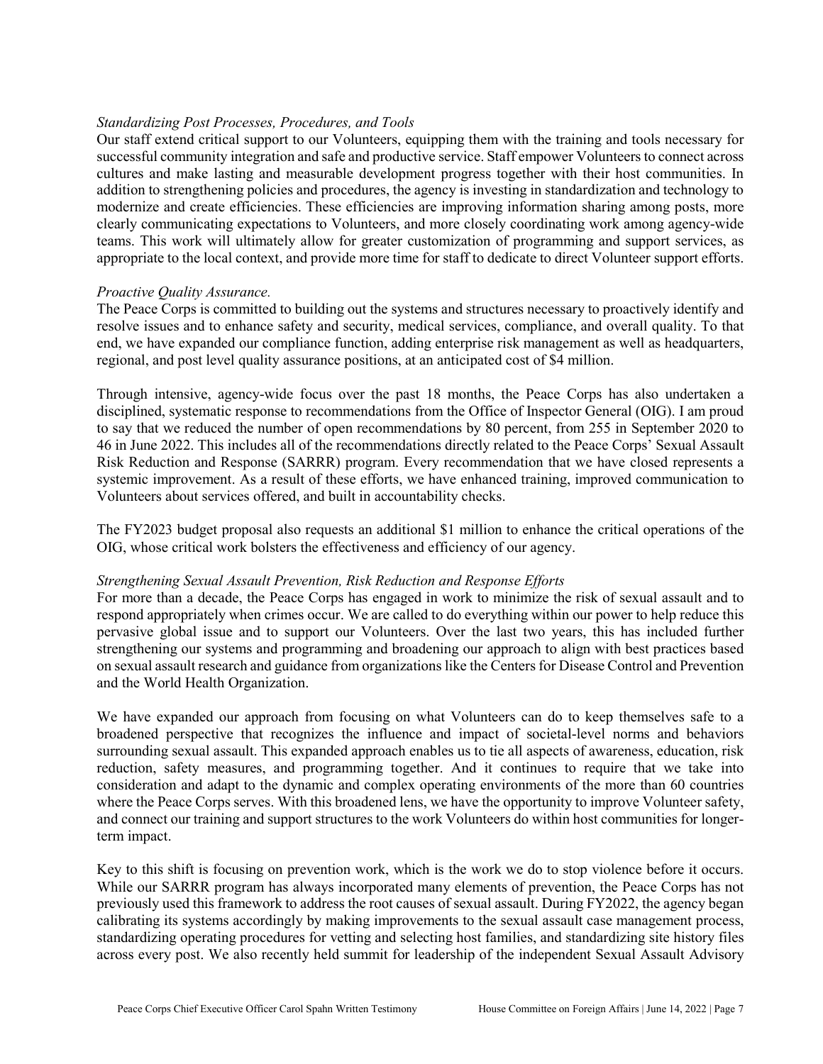*Standardizing Post Processes, Procedures, and Tools*

Our staff extend critical support to our Volunteers, equipping them with the training and tools necessary for successful community integration and safe and productive service. Staff empower Volunteers to connect across cultures and make lasting and measurable development progress together with their host communities. In addition to strengthening policies and procedures, the agency is investing in standardization and technology to modernize and create efficiencies. These efficiencies are improving information sharing among posts, more clearly communicating expectations to Volunteers, and more closely coordinating work among agency-wide teams. This work will ultimately allow for greater customization of programming and support services, as appropriate to the local context, and provide more time for staff to dedicate to direct Volunteer support efforts.

*Proactive Quality Assurance.*

The Peace Corps is committed to building out the systems and structures necessary to proactively identify and resolve issues and to enhance safety and security, medical services, compliance, and overall quality. To that end, we have expanded our compliance function, adding enterprise risk management as well as headquarters, regional, and post level quality assurance positions, at an anticipated cost of $4 million.

Through intensive, agency-wide focus over the past 18 months, the Peace Corps has also undertaken a disciplined, systematic response to recommendations from the Office of Inspector General (OIG). I am proud to say that we reduced the number of open recommendations by 80 percent, from 255 in September 2020 to 46 in June 2022. This includes all of the recommendations directly related to the Peace Corps' Sexual Assault Risk Reduction and Response (SARRR) program. Every recommendation that we have closed represents a systemic improvement. As a result of these efforts, we have enhanced training, improved communication to Volunteers about services offered, and built in accountability checks.

The FY2023 budget proposal also requests an additional $1 million to enhance the critical operations of the OIG, whose critical work bolsters the effectiveness and efficiency of our agency.

*Strengthening Sexual Assault Prevention, Risk Reduction and Response Efforts*

For more than a decade, the Peace Corps has engaged in work to minimize the risk of sexual assault and to respond appropriately when crimes occur. We are called to do everything within our power to help reduce this pervasive global issue and to support our Volunteers. Over the last two years, this has included further strengthening our systems and programming and broadening our approach to align with best practices based on sexual assault research and guidance from organizations like the Centers for Disease Control and Prevention and the World Health Organization.

We have expanded our approach from focusing on what Volunteers can do to keep themselves safe to a broadened perspective that recognizes the influence and impact of societal-level norms and behaviors surrounding sexual assault. This expanded approach enables us to tie all aspects of awareness, education, risk reduction, safety measures, and programming together. And it continues to require that we take into consideration and adapt to the dynamic and complex operating environments of the more than 60 countries where the Peace Corps serves. With this broadened lens, we have the opportunity to improve Volunteer safety, and connect our training and support structures to the work Volunteers do within host communities for longer-term impact.

Key to this shift is focusing on prevention work, which is the work we do to stop violence before it occurs. While our SARRR program has always incorporated many elements of prevention, the Peace Corps has not previously used this framework to address the root causes of sexual assault. During FY2022, the agency began calibrating its systems accordingly by making improvements to the sexual assault case management process, standardizing operating procedures for vetting and selecting host families, and standardizing site history files across every post. We also recently held summit for leadership of the independent Sexual Assault Advisory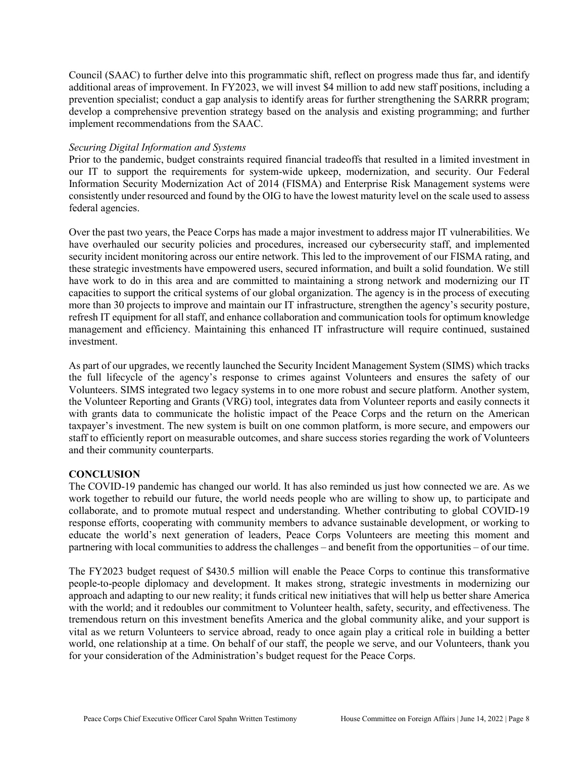Council (SAAC) to further delve into this programmatic shift, reflect on progress made thus far, and identify additional areas of improvement. In FY2023, we will invest $4 million to add new staff positions, including a prevention specialist; conduct a gap analysis to identify areas for further strengthening the SARRR program; develop a comprehensive prevention strategy based on the analysis and existing programming; and further implement recommendations from the SAAC.

*Securing Digital Information and Systems*

Prior to the pandemic, budget constraints required financial tradeoffs that resulted in a limited investment in our IT to support the requirements for system-wide upkeep, modernization, and security. Our Federal Information Security Modernization Act of 2014 (FISMA) and Enterprise Risk Management systems were consistently under resourced and found by the OIG to have the lowest maturity level on the scale used to assess federal agencies.

Over the past two years, the Peace Corps has made a major investment to address major IT vulnerabilities. We have overhauled our security policies and procedures, increased our cybersecurity staff, and implemented security incident monitoring across our entire network. This led to the improvement of our FISMA rating, and these strategic investments have empowered users, secured information, and built a solid foundation. We still have work to do in this area and are committed to maintaining a strong network and modernizing our IT capacities to support the critical systems of our global organization. The agency is in the process of executing more than 30 projects to improve and maintain our IT infrastructure, strengthen the agency's security posture, refresh IT equipment for all staff, and enhance collaboration and communication tools for optimum knowledge management and efficiency. Maintaining this enhanced IT infrastructure will require continued, sustained investment.

As part of our upgrades, we recently launched the Security Incident Management System (SIMS) which tracks the full lifecycle of the agency's response to crimes against Volunteers and ensures the safety of our Volunteers. SIMS integrated two legacy systems in to one more robust and secure platform. Another system, the Volunteer Reporting and Grants (VRG) tool, integrates data from Volunteer reports and easily connects it with grants data to communicate the holistic impact of the Peace Corps and the return on the American taxpayer's investment. The new system is built on one common platform, is more secure, and empowers our staff to efficiently report on measurable outcomes, and share success stories regarding the work of Volunteers and their community counterparts.

**CONCLUSION**

The COVID-19 pandemic has changed our world. It has also reminded us just how connected we are. As we work together to rebuild our future, the world needs people who are willing to show up, to participate and collaborate, and to promote mutual respect and understanding. Whether contributing to global COVID-19 response efforts, cooperating with community members to advance sustainable development, or working to educate the world's next generation of leaders, Peace Corps Volunteers are meeting this moment and partnering with local communities to address the challenges – and benefit from the opportunities – of our time.

The FY2023 budget request of $430.5 million will enable the Peace Corps to continue this transformative people-to-people diplomacy and development. It makes strong, strategic investments in modernizing our approach and adapting to our new reality; it funds critical new initiatives that will help us better share America with the world; and it redoubles our commitment to Volunteer health, safety, security, and effectiveness. The tremendous return on this investment benefits America and the global community alike, and your support is vital as we return Volunteers to service abroad, ready to once again play a critical role in building a better world, one relationship at a time. On behalf of our staff, the people we serve, and our Volunteers, thank you for your consideration of the Administration's budget request for the Peace Corps.